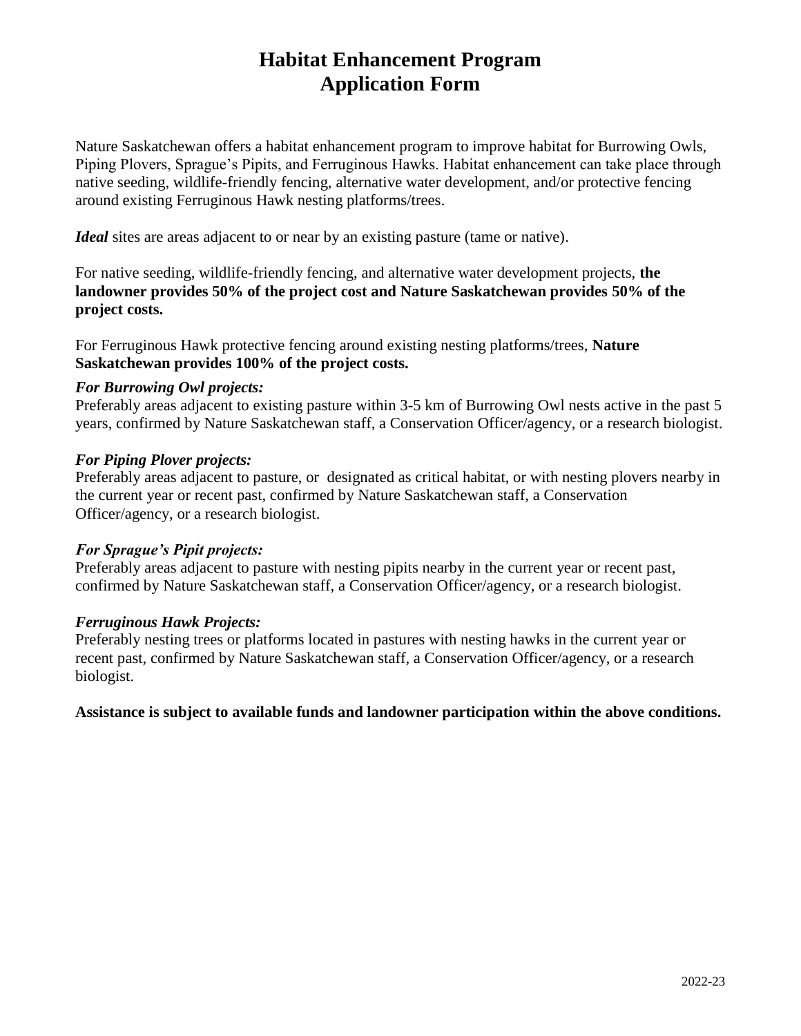# Habitat Enhancement Program
# Application Form

Nature Saskatchewan offers a habitat enhancement program to improve habitat for Burrowing Owls, Piping Plovers, Sprague's Pipits, and Ferruginous Hawks. Habitat enhancement can take place through native seeding, wildlife-friendly fencing, alternative water development, and/or protective fencing around existing Ferruginous Hawk nesting platforms/trees.

***Ideal*** sites are areas adjacent to or near by an existing pasture (tame or native).

For native seeding, wildlife-friendly fencing, and alternative water development projects, **the landowner provides 50% of the project cost and Nature Saskatchewan provides 50% of the project costs.**

For Ferruginous Hawk protective fencing around existing nesting platforms/trees, **Nature Saskatchewan provides 100% of the project costs.**

***For Burrowing Owl projects:***
Preferably areas adjacent to existing pasture within 3-5 km of Burrowing Owl nests active in the past 5 years, confirmed by Nature Saskatchewan staff, a Conservation Officer/agency, or a research biologist.

***For Piping Plover projects:***
Preferably areas adjacent to pasture, or designated as critical habitat, or with nesting plovers nearby in the current year or recent past, confirmed by Nature Saskatchewan staff, a Conservation Officer/agency, or a research biologist.

***For Sprague's Pipit projects:***
Preferably areas adjacent to pasture with nesting pipits nearby in the current year or recent past, confirmed by Nature Saskatchewan staff, a Conservation Officer/agency, or a research biologist.

***Ferruginous Hawk Projects:***
Preferably nesting trees or platforms located in pastures with nesting hawks in the current year or recent past, confirmed by Nature Saskatchewan staff, a Conservation Officer/agency, or a research biologist.

**Assistance is subject to available funds and landowner participation within the above conditions.**

2022-23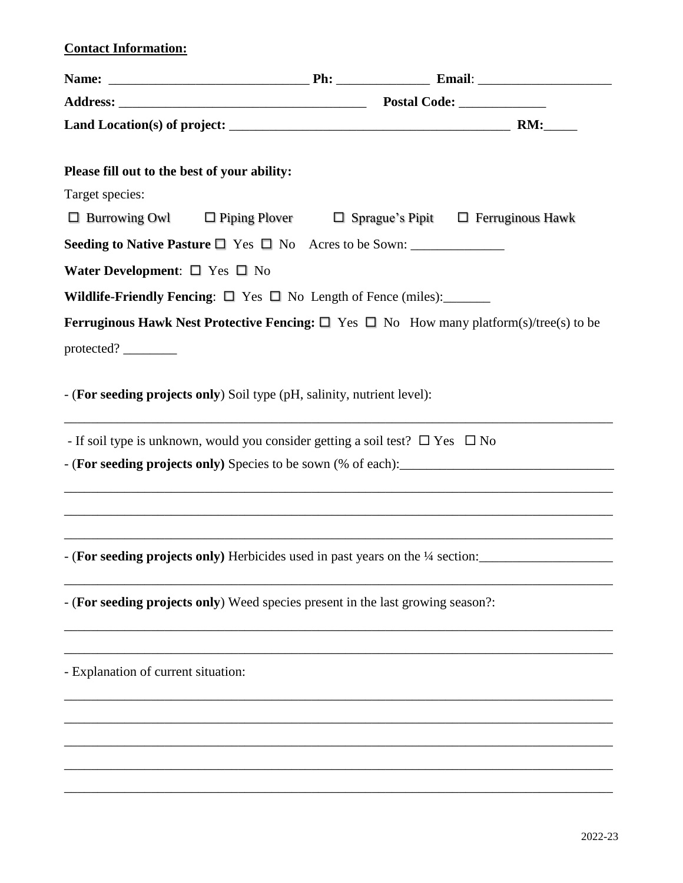**Contact Information:**

**Name:** ______________________________ **Ph:** ______________ **Email**: ____________________

**Address:** ______________________________________ **Postal Code:** _____________

**Land Location(s) of project:** ___________________________________________ **RM:**_____

**Please fill out to the best of your ability:**

Target species:

☐ Burrowing Owl ☐ Piping Plover ☐ Sprague's Pipit ☐ Ferruginous Hawk

**Seeding to Native Pasture** ☐ Yes ☐ No Acres to be Sown: ______________

**Water Development**: ☐ Yes ☐ No

**Wildlife-Friendly Fencing**: ☐ Yes ☐ No Length of Fence (miles):_______

**Ferruginous Hawk Nest Protective Fencing:** ☐ Yes ☐ No How many platform(s)/tree(s) to be protected? ________

- (**For seeding projects only**) Soil type (pH, salinity, nutrient level):

________________________________________________________________________________

- If soil type is unknown, would you consider getting a soil test? ☐ Yes ☐ No

- (**For seeding projects only)** Species to be sown (% of each):_______________________________

________________________________________________________________________________

________________________________________________________________________________

________________________________________________________________________________

- (**For seeding projects only)** Herbicides used in past years on the ¼ section:____________________

________________________________________________________________________________

- (**For seeding projects only**) Weed species present in the last growing season?:

________________________________________________________________________________

________________________________________________________________________________

- Explanation of current situation:

________________________________________________________________________________

________________________________________________________________________________

________________________________________________________________________________

________________________________________________________________________________

________________________________________________________________________________

2022-23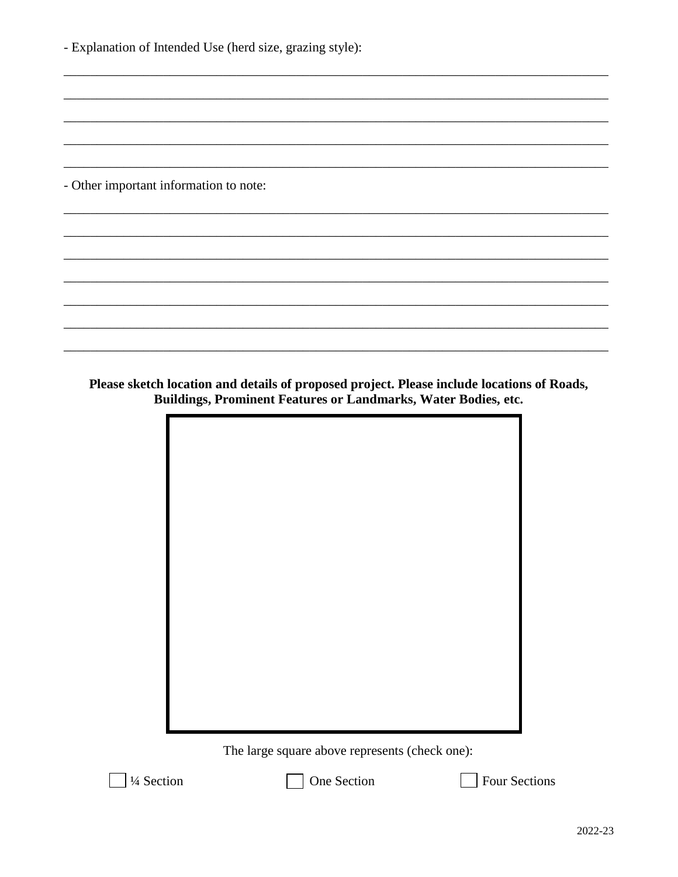- Explanation of Intended Use (herd size, grazing style):

_______________________________________________________________________________

_______________________________________________________________________________

_______________________________________________________________________________

_______________________________________________________________________________

_______________________________________________________________________________

- Other important information to note:

_______________________________________________________________________________

_______________________________________________________________________________

_______________________________________________________________________________

_______________________________________________________________________________

_______________________________________________________________________________

_______________________________________________________________________________

_______________________________________________________________________________

**Please sketch location and details of proposed project. Please include locations of Roads, Buildings, Prominent Features or Landmarks, Water Bodies, etc.**

The large square above represents (check one):

☐ ¼ Section ☐ One Section ☐ Four Sections

2022-23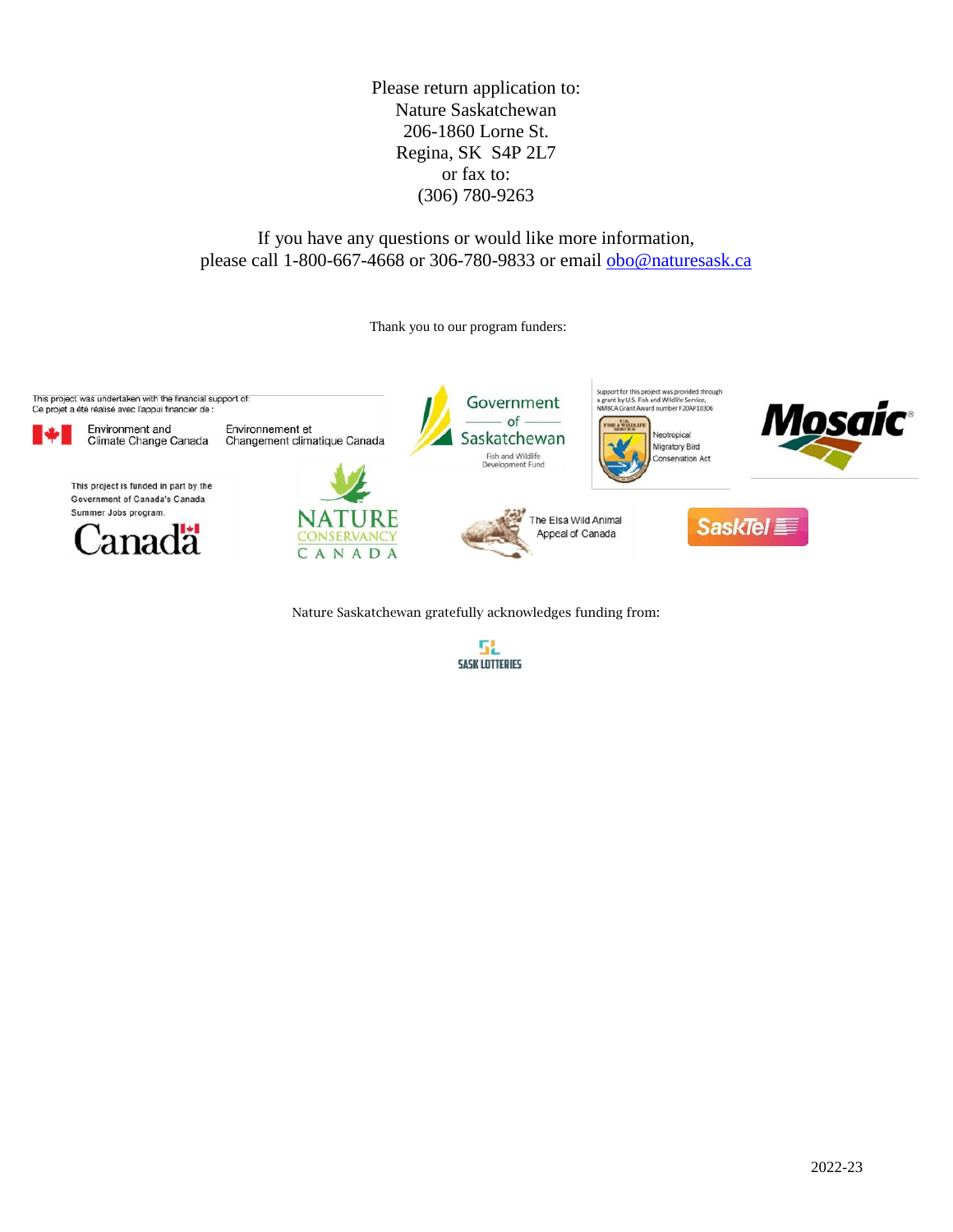Please return application to:
Nature Saskatchewan
206-1860 Lorne St.
Regina, SK S4P 2L7
or fax to:
(306) 780-9263

If you have any questions or would like more information,
please call 1-800-667-4668 or 306-780-9833 or email obo@naturesask.ca

Thank you to our program funders:

This project was undertaken with the financial support of:
Ce projet a été réalisé avec l'appui financier de :
Environment and Climate Change Canada
Environnement et Changement climatique Canada

Government of Saskatchewan
Fish and Wildlife Development Fund

Support for this project was provided through a grant by U.S. Fish and Wildlife Service, NMBCA Grant Award number F20AP10306
Neotropical Migratory Bird Conservation Act

Mosaic

This project is funded in part by the Government of Canada's Canada Summer Jobs program.
Canada

Nature Conservancy Canada

The Elsa Wild Animal Appeal of Canada

SaskTel

Nature Saskatchewan gratefully acknowledges funding from:

Sask Lotteries

2022-23